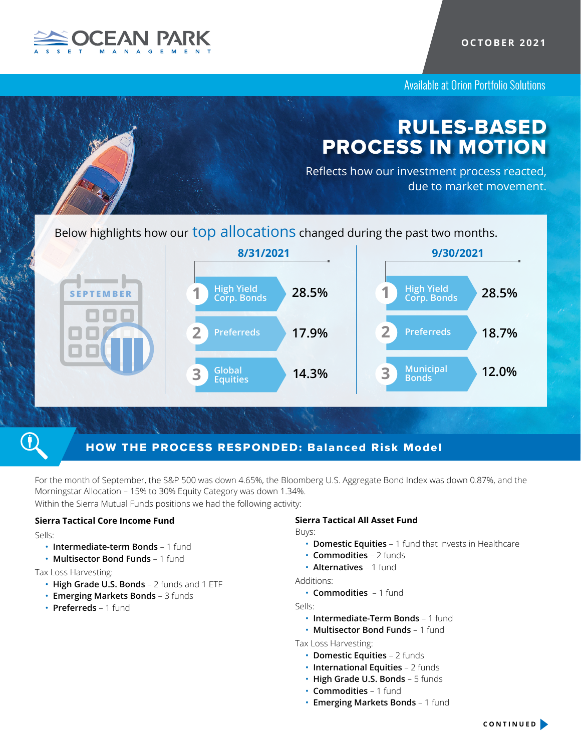OCEAN PARK ASSET MANAGEMENT

OCTOBER 2021

Available at Orion Portfolio Solutions

# RULES-BASED PROCESS IN MOTION

Reflects how our investment process reacted, due to market movement.

Below highlights how our top allocations changed during the past two months.

SEPTEMBER

| Rank | 8/31/2021 | | 9/30/2021 | |
|---|---|---|---|---|
| 1 | High Yield Corp. Bonds | 28.5% | High Yield Corp. Bonds | 28.5% |
| 2 | Preferreds | 17.9% | Preferreds | 18.7% |
| 3 | Global Equities | 14.3% | Municipal Bonds | 12.0% |

## HOW THE PROCESS RESPONDED: Balanced Risk Model

For the month of September, the S&P 500 was down 4.65%, the Bloomberg U.S. Aggregate Bond Index was down 0.87%, and the Morningstar Allocation – 15% to 30% Equity Category was down 1.34%.

Within the Sierra Mutual Funds positions we had the following activity:

### Sierra Tactical Core Income Fund

Sells:

- **Intermediate-term Bonds** – 1 fund
- **Multisector Bond Funds** – 1 fund

Tax Loss Harvesting:

- **High Grade U.S. Bonds** – 2 funds and 1 ETF
- **Emerging Markets Bonds** – 3 funds
- **Preferreds** – 1 fund

### Sierra Tactical All Asset Fund

Buys:

- **Domestic Equities** – 1 fund that invests in Healthcare
- **Commodities** – 2 funds
- **Alternatives** – 1 fund

Additions:

- **Commodities** – 1 fund

Sells:

- **Intermediate-Term Bonds** – 1 fund
- **Multisector Bond Funds** – 1 fund

Tax Loss Harvesting:

- **Domestic Equities** – 2 funds
- **International Equities** – 2 funds
- **High Grade U.S. Bonds** – 5 funds
- **Commodities** – 1 fund
- **Emerging Markets Bonds** – 1 fund

CONTINUED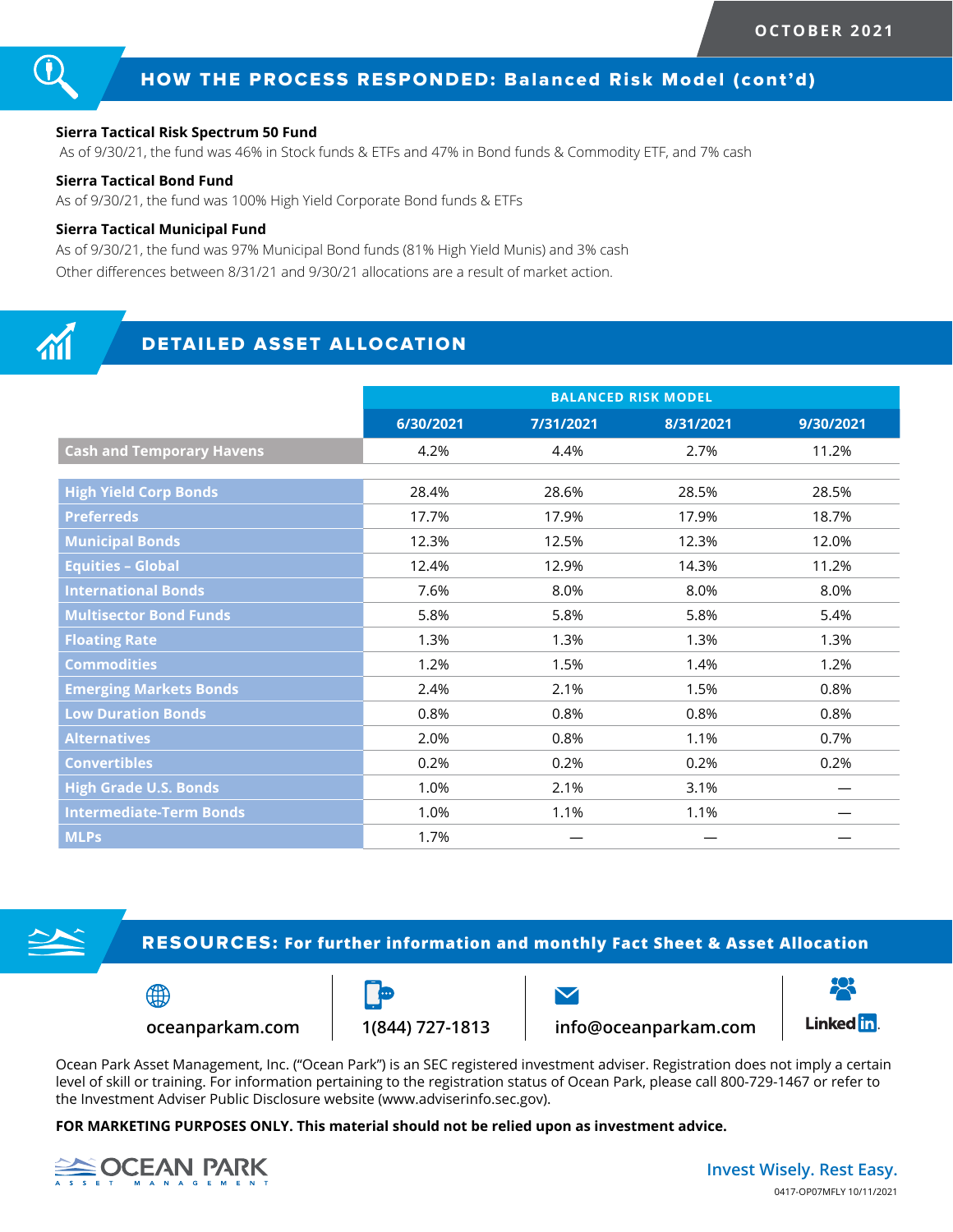OCTOBER 2021

## HOW THE PROCESS RESPONDED: Balanced Risk Model (cont'd)

**Sierra Tactical Risk Spectrum 50 Fund**
As of 9/30/21, the fund was 46% in Stock funds & ETFs and 47% in Bond funds & Commodity ETF, and 7% cash

**Sierra Tactical Bond Fund**
As of 9/30/21, the fund was 100% High Yield Corporate Bond funds & ETFs

**Sierra Tactical Municipal Fund**
As of 9/30/21, the fund was 97% Municipal Bond funds (81% High Yield Munis) and 3% cash
Other differences between 8/31/21 and 9/30/21 allocations are a result of market action.

## DETAILED ASSET ALLOCATION

| | BALANCED RISK MODEL | | | |
|---|---|---|---|---|
| | 6/30/2021 | 7/31/2021 | 8/31/2021 | 9/30/2021 |
| Cash and Temporary Havens | 4.2% | 4.4% | 2.7% | 11.2% |
| High Yield Corp Bonds | 28.4% | 28.6% | 28.5% | 28.5% |
| Preferreds | 17.7% | 17.9% | 17.9% | 18.7% |
| Municipal Bonds | 12.3% | 12.5% | 12.3% | 12.0% |
| Equities – Global | 12.4% | 12.9% | 14.3% | 11.2% |
| International Bonds | 7.6% | 8.0% | 8.0% | 8.0% |
| Multisector Bond Funds | 5.8% | 5.8% | 5.8% | 5.4% |
| Floating Rate | 1.3% | 1.3% | 1.3% | 1.3% |
| Commodities | 1.2% | 1.5% | 1.4% | 1.2% |
| Emerging Markets Bonds | 2.4% | 2.1% | 1.5% | 0.8% |
| Low Duration Bonds | 0.8% | 0.8% | 0.8% | 0.8% |
| Alternatives | 2.0% | 0.8% | 1.1% | 0.7% |
| Convertibles | 0.2% | 0.2% | 0.2% | 0.2% |
| High Grade U.S. Bonds | 1.0% | 2.1% | 3.1% | — |
| Intermediate-Term Bonds | 1.0% | 1.1% | 1.1% | — |
| MLPs | 1.7% | — | — | — |

## RESOURCES: For further information and monthly Fact Sheet & Asset Allocation

oceanparkam.com | 1(844) 727-1813 | info@oceanparkam.com | LinkedIn

Ocean Park Asset Management, Inc. ("Ocean Park") is an SEC registered investment adviser. Registration does not imply a certain level of skill or training. For information pertaining to the registration status of Ocean Park, please call 800-729-1467 or refer to the Investment Adviser Public Disclosure website (www.adviserinfo.sec.gov).

**FOR MARKETING PURPOSES ONLY. This material should not be relied upon as investment advice.**

OCEAN PARK ASSET MANAGEMENT

Invest Wisely. Rest Easy.

0417-OP07MFLY 10/11/2021